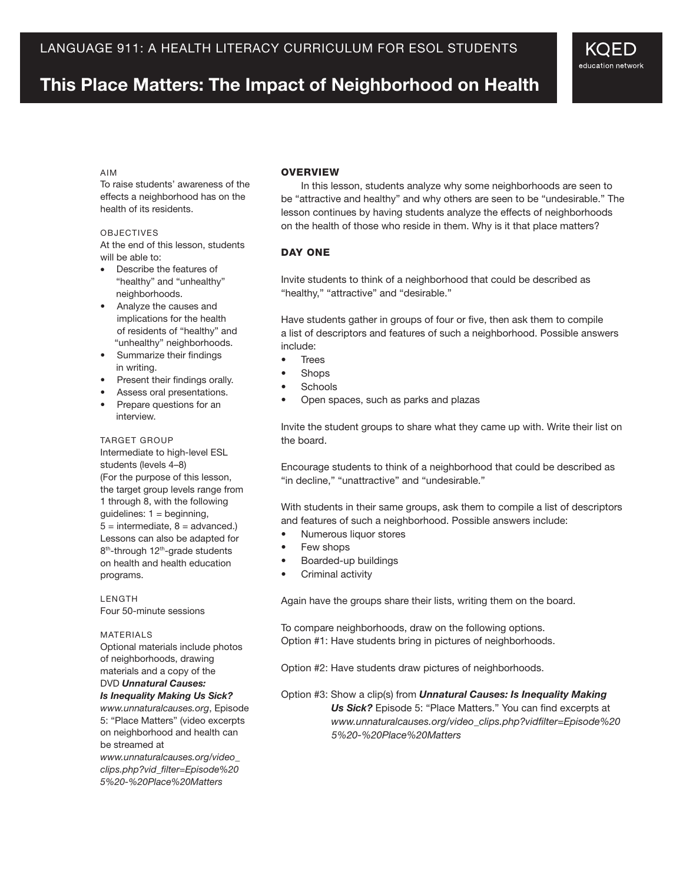LANGUAGE 911: A HEALTH LITERACY CURRICULUM FOR ESOL STUDENTS

KQED education network

# This Place Matters: The Impact of Neighborhood on Health

AIM

To raise students' awareness of the effects a neighborhood has on the health of its residents.

OBJECTIVES

At the end of this lesson, students will be able to:

- Describe the features of "healthy" and "unhealthy" neighborhoods.
- Analyze the causes and implications for the health of residents of "healthy" and "unhealthy" neighborhoods.
- Summarize their findings in writing.
- Present their findings orally.
- Assess oral presentations.
- Prepare questions for an interview.

TARGET GROUP

Intermediate to high-level ESL students (levels 4–8) (For the purpose of this lesson, the target group levels range from 1 through 8, with the following guidelines: 1 = beginning, 5 = intermediate, 8 = advanced.) Lessons can also be adapted for 8th-through 12th-grade students on health and health education programs.

LENGTH

Four 50-minute sessions

MATERIALS

Optional materials include photos of neighborhoods, drawing materials and a copy of the DVD ***Unnatural Causes: Is Inequality Making Us Sick?*** *www.unnaturalcauses.org*, Episode 5: "Place Matters" (video excerpts on neighborhood and health can be streamed at *www.unnaturalcauses.org/video_clips.php?vid_filter=Episode%205%20-%20Place%20Matters*

## OVERVIEW

In this lesson, students analyze why some neighborhoods are seen to be "attractive and healthy" and why others are seen to be "undesirable." The lesson continues by having students analyze the effects of neighborhoods on the health of those who reside in them. Why is it that place matters?

## DAY ONE

Invite students to think of a neighborhood that could be described as "healthy," "attractive" and "desirable."

Have students gather in groups of four or five, then ask them to compile a list of descriptors and features of such a neighborhood. Possible answers include:

- Trees
- Shops
- Schools
- Open spaces, such as parks and plazas

Invite the student groups to share what they came up with. Write their list on the board.

Encourage students to think of a neighborhood that could be described as "in decline," "unattractive" and "undesirable."

With students in their same groups, ask them to compile a list of descriptors and features of such a neighborhood. Possible answers include:

- Numerous liquor stores
- Few shops
- Boarded-up buildings
- Criminal activity

Again have the groups share their lists, writing them on the board.

To compare neighborhoods, draw on the following options.

Option #1: Have students bring in pictures of neighborhoods.

Option #2: Have students draw pictures of neighborhoods.

Option #3: Show a clip(s) from ***Unnatural Causes: Is Inequality Making Us Sick?*** Episode 5: "Place Matters." You can find excerpts at *www.unnaturalcauses.org/video_clips.php?vidfilter=Episode%205%20-%20Place%20Matters*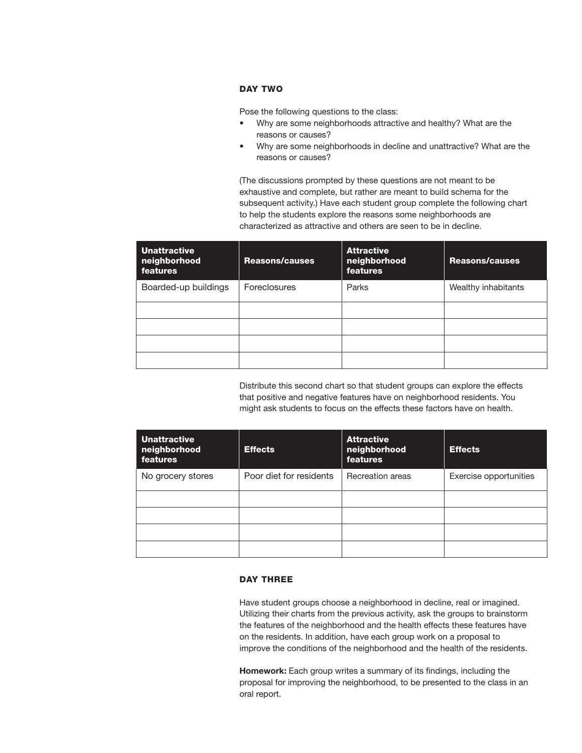### DAY TWO

Pose the following questions to the class:

- Why are some neighborhoods attractive and healthy? What are the reasons or causes?
- Why are some neighborhoods in decline and unattractive? What are the reasons or causes?

(The discussions prompted by these questions are not meant to be exhaustive and complete, but rather are meant to build schema for the subsequent activity.) Have each student group complete the following chart to help the students explore the reasons some neighborhoods are characterized as attractive and others are seen to be in decline.

| Unattractive neighborhood features | Reasons/causes | Attractive neighborhood features | Reasons/causes |
|---|---|---|---|
| Boarded-up buildings | Foreclosures | Parks | Wealthy inhabitants |
| | | | |
| | | | |
| | | | |
| | | | |

Distribute this second chart so that student groups can explore the effects that positive and negative features have on neighborhood residents. You might ask students to focus on the effects these factors have on health.

| Unattractive neighborhood features | Effects | Attractive neighborhood features | Effects |
|---|---|---|---|
| No grocery stores | Poor diet for residents | Recreation areas | Exercise opportunities |
| | | | |
| | | | |
| | | | |
| | | | |

### DAY THREE

Have student groups choose a neighborhood in decline, real or imagined. Utilizing their charts from the previous activity, ask the groups to brainstorm the features of the neighborhood and the health effects these features have on the residents. In addition, have each group work on a proposal to improve the conditions of the neighborhood and the health of the residents.

**Homework:** Each group writes a summary of its findings, including the proposal for improving the neighborhood, to be presented to the class in an oral report.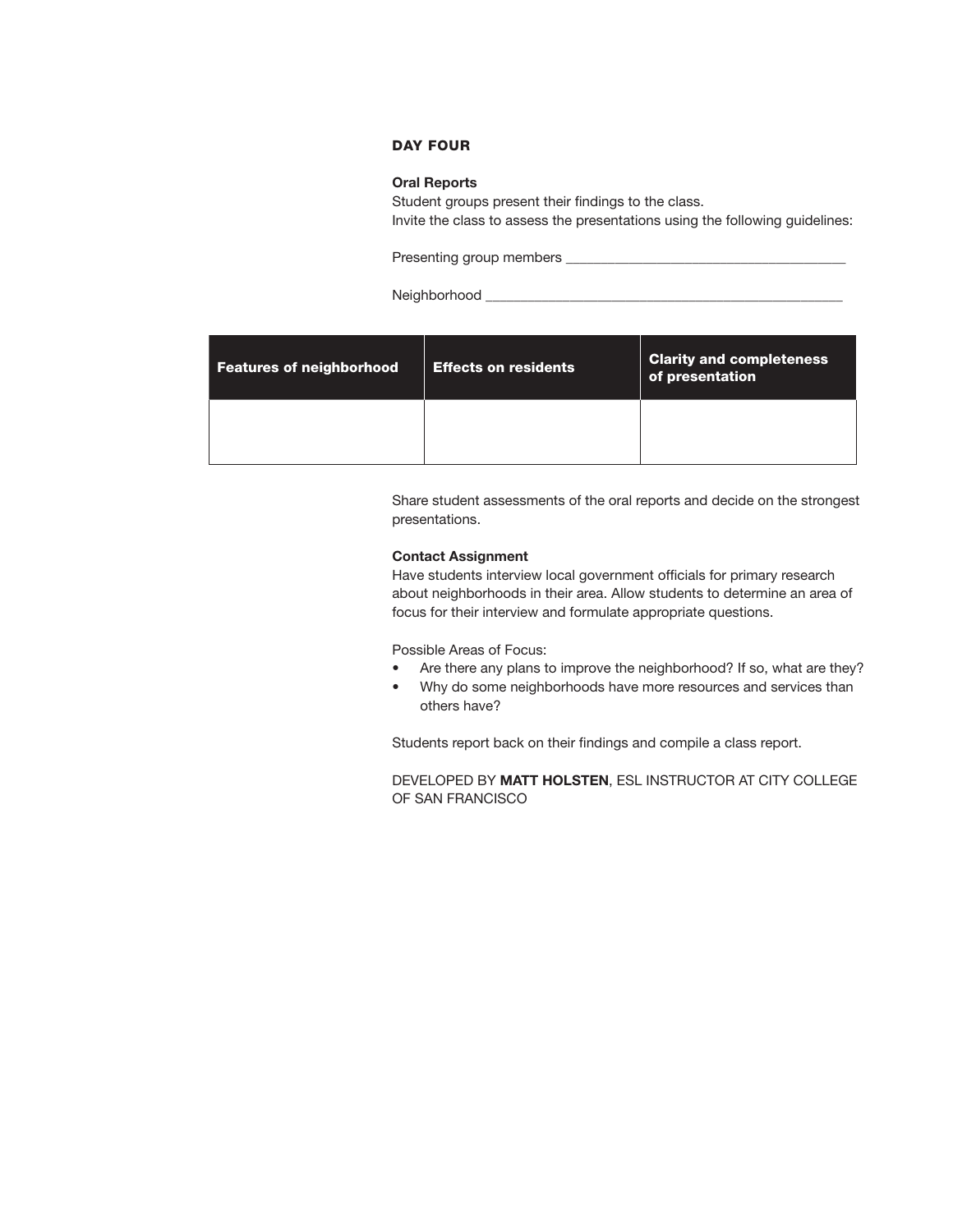## DAY FOUR

**Oral Reports**

Student groups present their findings to the class.
Invite the class to assess the presentations using the following guidelines:

Presenting group members ______________________________________

Neighborhood __________________________________________________

| Features of neighborhood | Effects on residents | Clarity and completeness of presentation |
|---|---|---|
| | | |

Share student assessments of the oral reports and decide on the strongest presentations.

**Contact Assignment**

Have students interview local government officials for primary research about neighborhoods in their area. Allow students to determine an area of focus for their interview and formulate appropriate questions.

Possible Areas of Focus:

- Are there any plans to improve the neighborhood? If so, what are they?
- Why do some neighborhoods have more resources and services than others have?

Students report back on their findings and compile a class report.

DEVELOPED BY **MATT HOLSTEN**, ESL INSTRUCTOR AT CITY COLLEGE OF SAN FRANCISCO